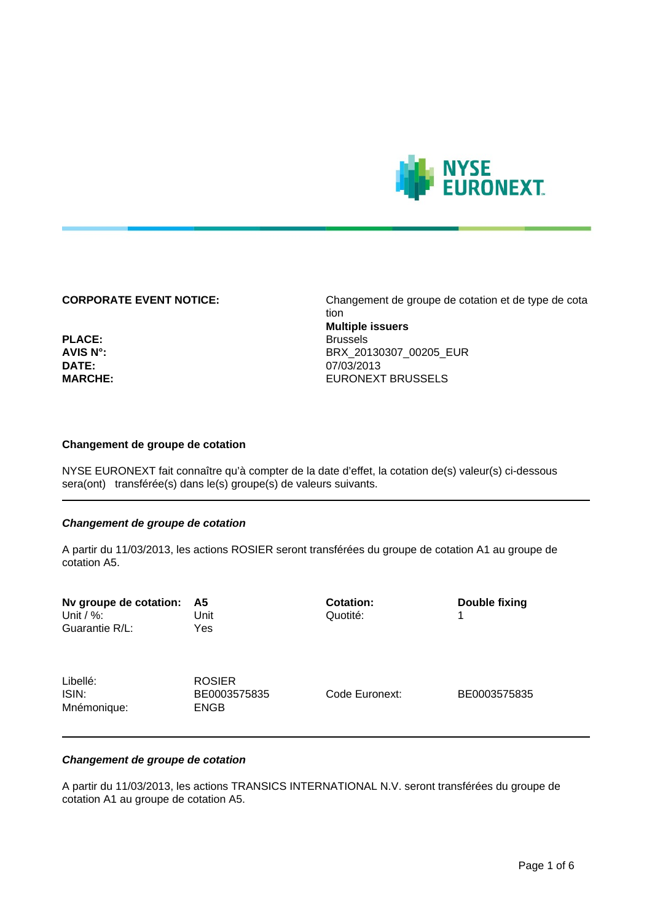| | |
|---|---|
| **CORPORATE EVENT NOTICE:** | Changement de groupe de cotation et de type de cotation |
| | **Multiple issuers** |
| **PLACE:** | Brussels |
| **AVIS N°:** | BRX_20130307_00205_EUR |
| **DATE:** | 07/03/2013 |
| **MARCHE:** | EURONEXT BRUSSELS |

### Changement de groupe de cotation

NYSE EURONEXT fait connaître qu'à compter de la date d'effet, la cotation de(s) valeur(s) ci-dessous sera(ont) transférée(s) dans le(s) groupe(s) de valeurs suivants.

---

***Changement de groupe de cotation***

A partir du 11/03/2013, les actions ROSIER seront transférées du groupe de cotation A1 au groupe de cotation A5.

| | | | |
|---|---|---|---|
| **Nv groupe de cotation:** | **A5** | **Cotation:** | **Double fixing** |
| Unit / %: | Unit | Quotité: | 1 |
| Guarantie R/L: | Yes | | |
| | | | |
| Libellé: | ROSIER | | |
| ISIN: | BE0003575835 | Code Euronext: | BE0003575835 |
| Mnémonique: | ENGB | | |

---

***Changement de groupe de cotation***

A partir du 11/03/2013, les actions TRANSICS INTERNATIONAL N.V. seront transférées du groupe de cotation A1 au groupe de cotation A5.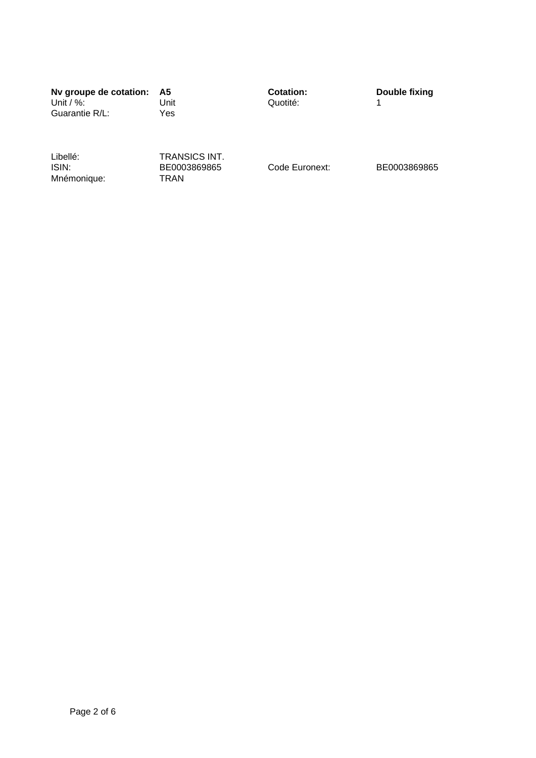| **Nv groupe de cotation:** | **A5** | **Cotation:** | **Double fixing** |
| --- | --- | --- | --- |
| Unit / %: | Unit | Quotité: | 1 |
| Guarantie R/L: | Yes | | |

| Libellé: | TRANSICS INT. | | |
| --- | --- | --- | --- |
| ISIN: | BE0003869865 | Code Euronext: | BE0003869865 |
| Mnémonique: | TRAN | | |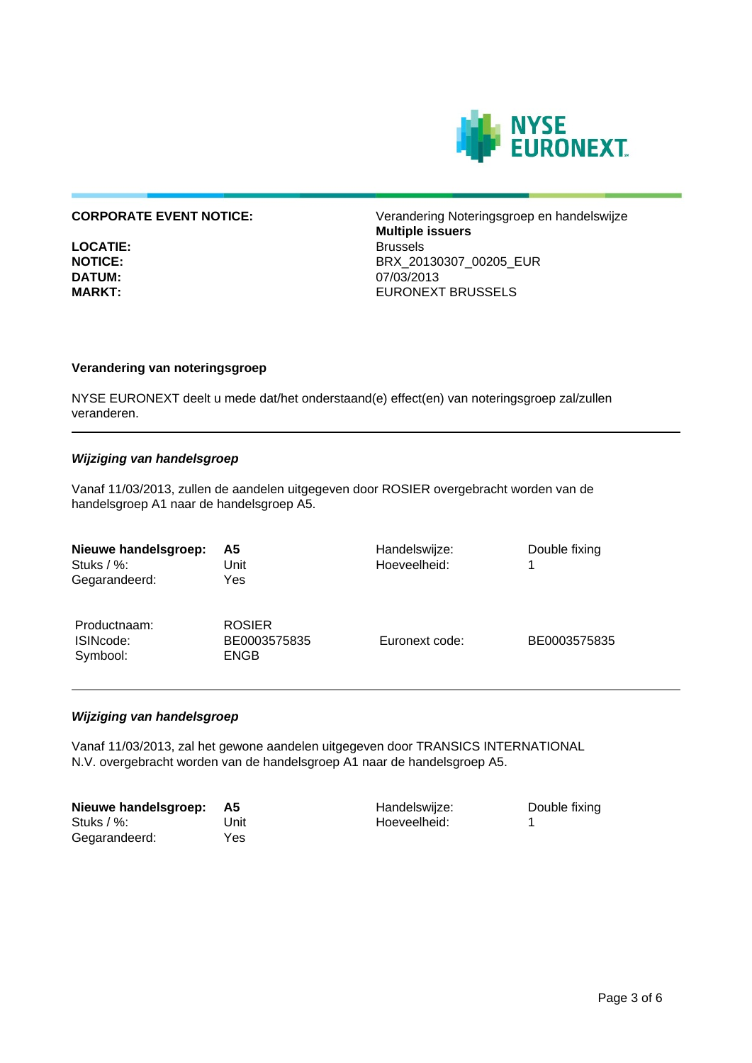| | |
|---|---|
| **CORPORATE EVENT NOTICE:** | Verandering Noteringsgroep en handelswijze |
| | **Multiple issuers** |
| **LOCATIE:** | Brussels |
| **NOTICE:** | BRX_20130307_00205_EUR |
| **DATUM:** | 07/03/2013 |
| **MARKT:** | EURONEXT BRUSSELS |

### Verandering van noteringsgroep

NYSE EURONEXT deelt u mede dat/het onderstaand(e) effect(en) van noteringsgroep zal/zullen veranderen.

---

#### *Wijziging van handelsgroep*

Vanaf 11/03/2013, zullen de aandelen uitgegeven door ROSIER overgebracht worden van de handelsgroep A1 naar de handelsgroep A5.

| | | | |
|---|---|---|---|
| **Nieuwe handelsgroep:** | **A5** | Handelswijze: | Double fixing |
| Stuks / %: | Unit | Hoeveelheid: | 1 |
| Gegarandeerd: | Yes | | |

| | | | |
|---|---|---|---|
| Productnaam: | ROSIER | | |
| ISINcode: | BE0003575835 | Euronext code: | BE0003575835 |
| Symbool: | ENGB | | |

---

#### *Wijziging van handelsgroep*

Vanaf 11/03/2013, zal het gewone aandelen uitgegeven door TRANSICS INTERNATIONAL N.V. overgebracht worden van de handelsgroep A1 naar de handelsgroep A5.

| | | | |
|---|---|---|---|
| **Nieuwe handelsgroep:** | **A5** | Handelswijze: | Double fixing |
| Stuks / %: | Unit | Hoeveelheid: | 1 |
| Gegarandeerd: | Yes | | |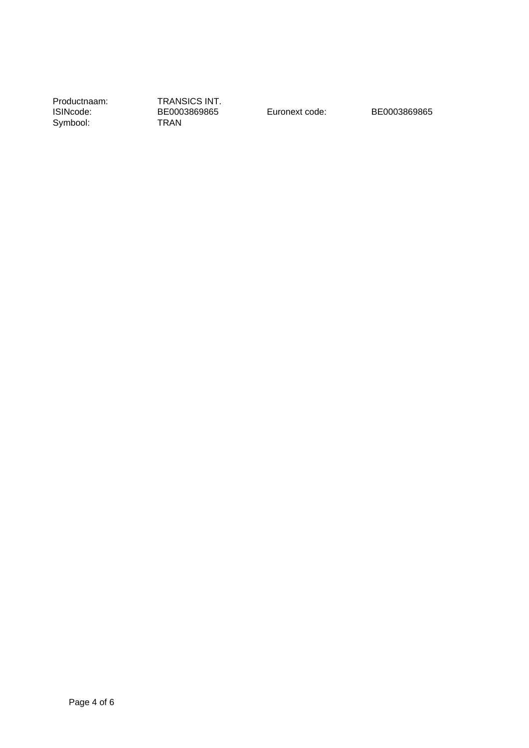| Productnaam: | TRANSICS INT. | | |
|---|---|---|---|
| ISINcode: | BE0003869865 | Euronext code: | BE0003869865 |
| Symbool: | TRAN | | |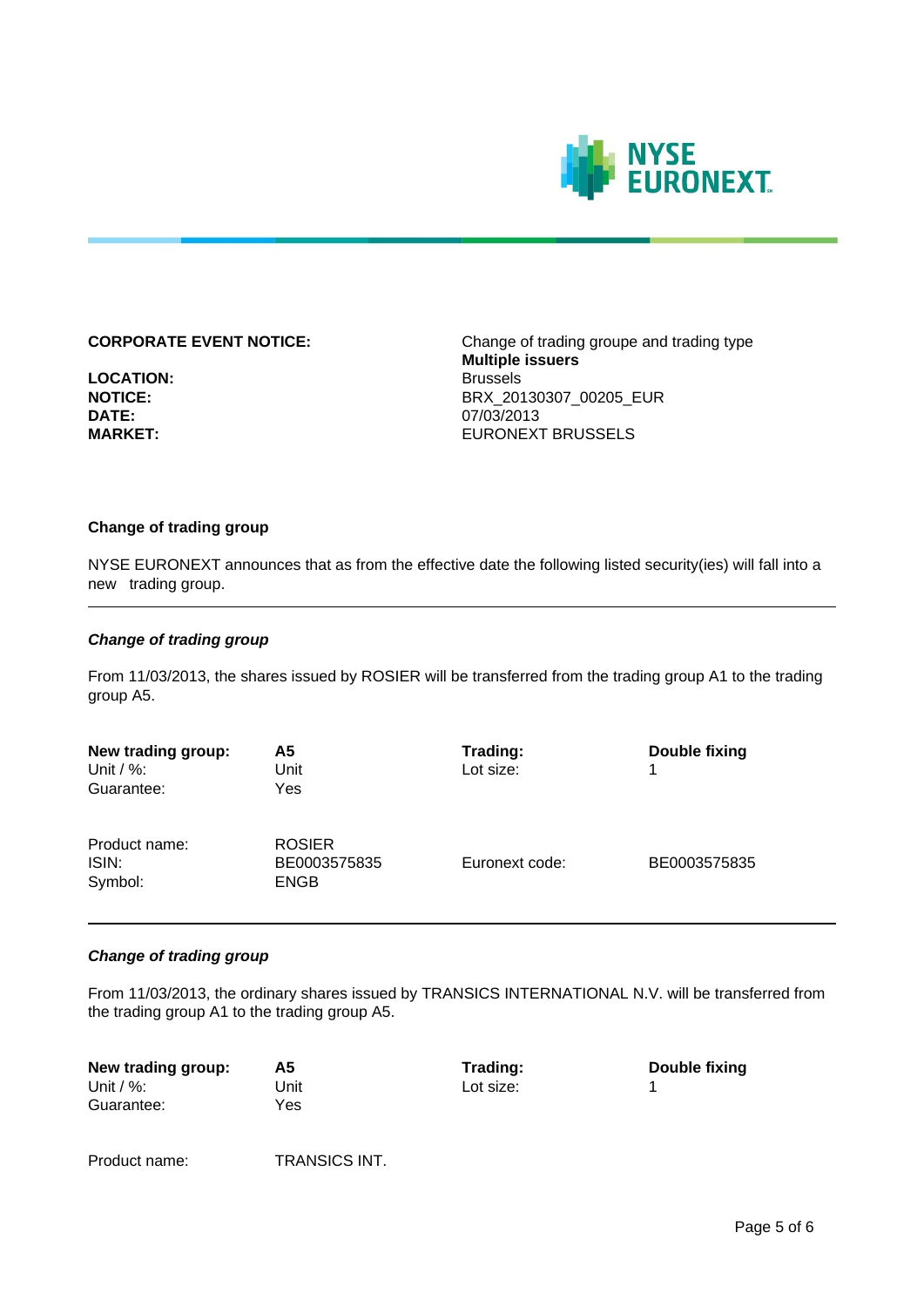| | |
|---|---|
| **CORPORATE EVENT NOTICE:** | Change of trading groupe and trading type<br>**Multiple issuers** |
| **LOCATION:** | Brussels |
| **NOTICE:** | BRX_20130307_00205_EUR |
| **DATE:** | 07/03/2013 |
| **MARKET:** | EURONEXT BRUSSELS |

### Change of trading group

NYSE EURONEXT announces that as from the effective date the following listed security(ies) will fall into a new trading group.

---

***Change of trading group***

From 11/03/2013, the shares issued by ROSIER will be transferred from the trading group A1 to the trading group A5.

| **New trading group:** | **A5** | **Trading:** | **Double fixing** |
|---|---|---|---|
| Unit / %: | Unit | Lot size: | 1 |
| Guarantee: | Yes | | |
| Product name: | ROSIER | | |
| ISIN: | BE0003575835 | Euronext code: | BE0003575835 |
| Symbol: | ENGB | | |

---

***Change of trading group***

From 11/03/2013, the ordinary shares issued by TRANSICS INTERNATIONAL N.V. will be transferred from the trading group A1 to the trading group A5.

| **New trading group:** | **A5** | **Trading:** | **Double fixing** |
|---|---|---|---|
| Unit / %: | Unit | Lot size: | 1 |
| Guarantee: | Yes | | |
| Product name: | TRANSICS INT. | | |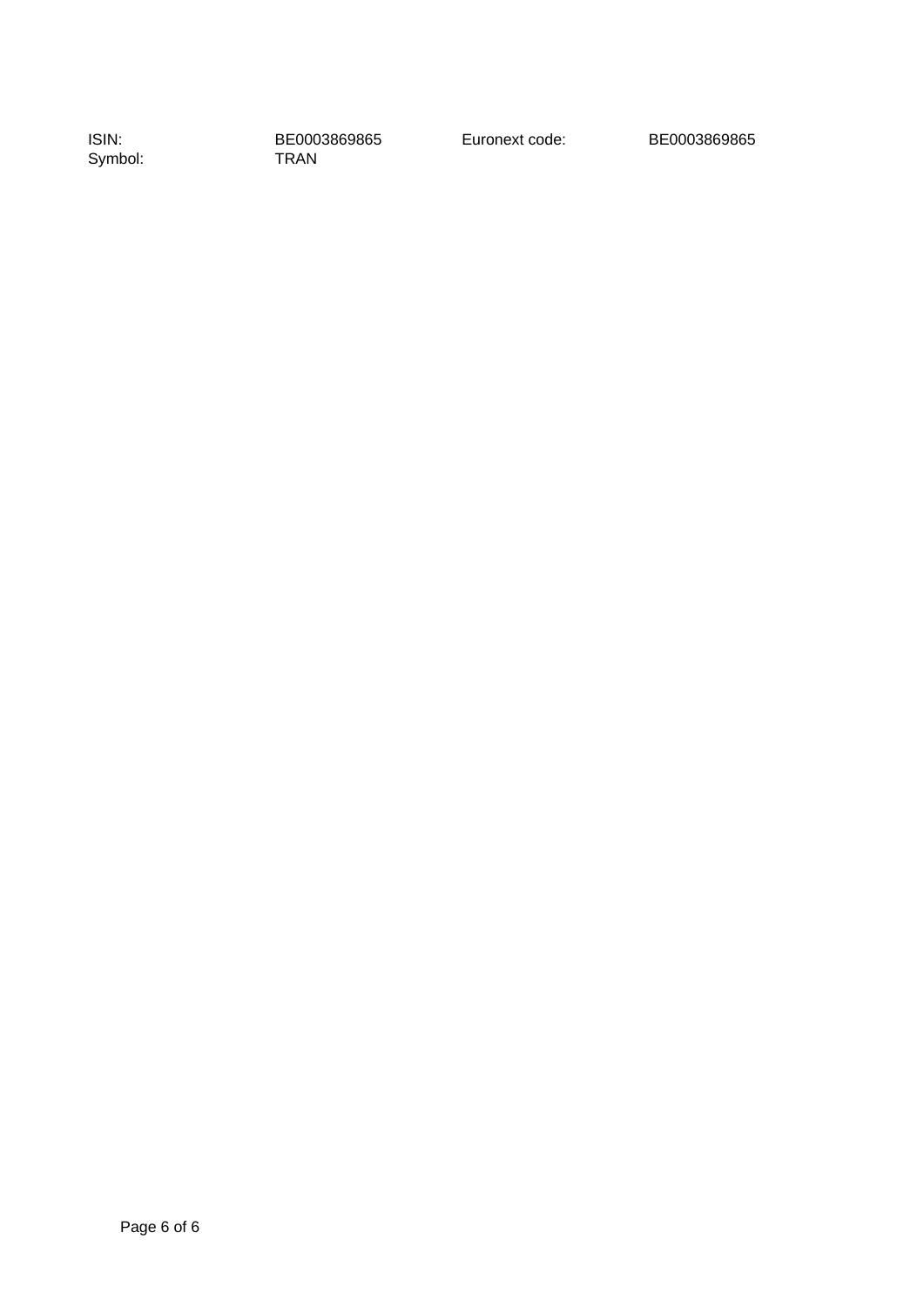| | | | |
|---|---|---|---|
| ISIN: | BE0003869865 | Euronext code: | BE0003869865 |
| Symbol: | TRAN | | |